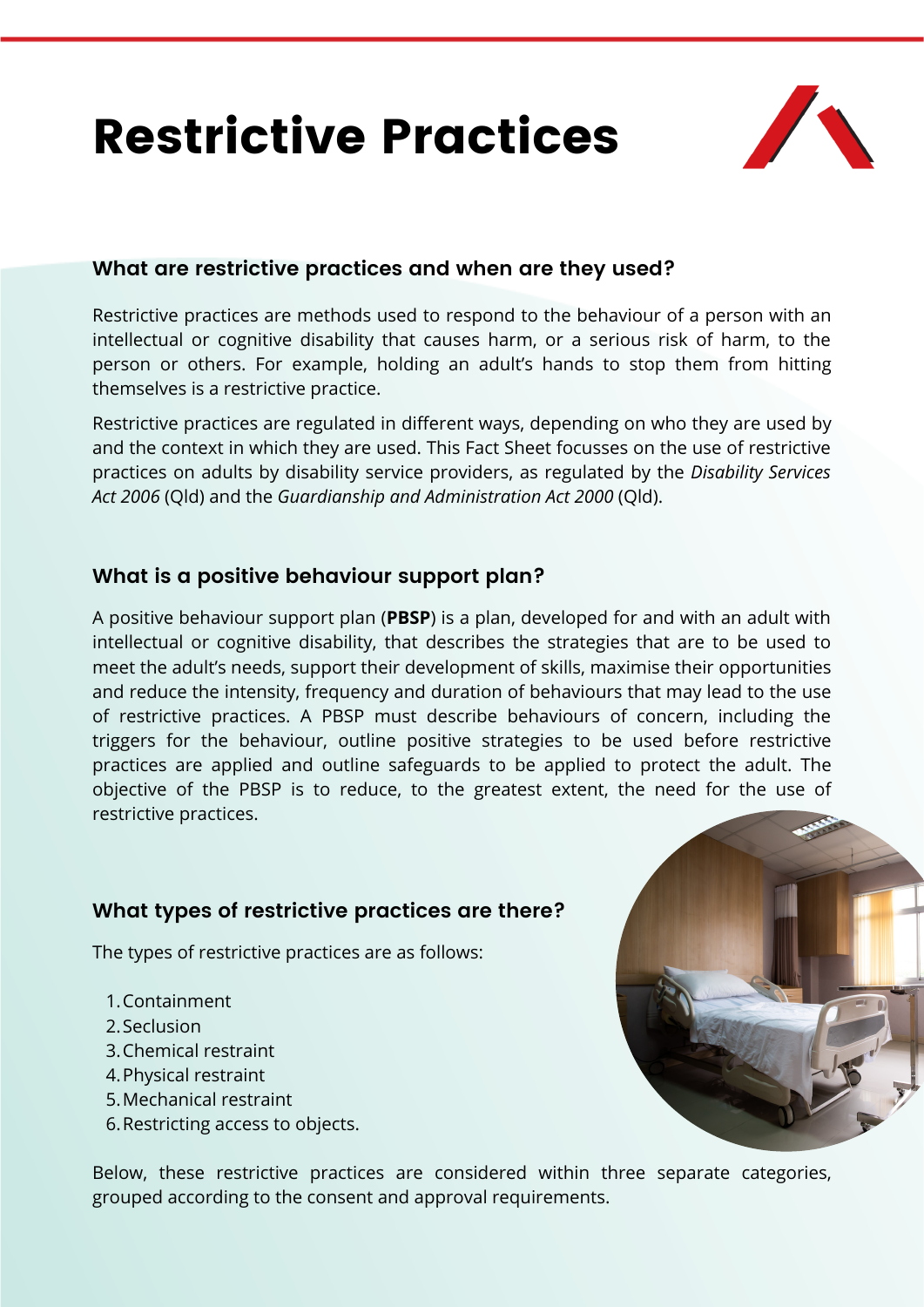# Restrictive Practices

### What are restrictive practices and when are they used?

Restrictive practices are methods used to respond to the behaviour of a person with an intellectual or cognitive disability that causes harm, or a serious risk of harm, to the person or others. For example, holding an adult's hands to stop them from hitting themselves is a restrictive practice.

Restrictive practices are regulated in different ways, depending on who they are used by and the context in which they are used. This Fact Sheet focusses on the use of restrictive practices on adults by disability service providers, as regulated by the *Disability Services Act 2006* (Qld) and the *Guardianship and Administration Act 2000* (Qld).

### What is a positive behaviour support plan?

A positive behaviour support plan (**PBSP**) is a plan, developed for and with an adult with intellectual or cognitive disability, that describes the strategies that are to be used to meet the adult's needs, support their development of skills, maximise their opportunities and reduce the intensity, frequency and duration of behaviours that may lead to the use of restrictive practices. A PBSP must describe behaviours of concern, including the triggers for the behaviour, outline positive strategies to be used before restrictive practices are applied and outline safeguards to be applied to protect the adult. The objective of the PBSP is to reduce, to the greatest extent, the need for the use of restrictive practices.

### What types of restrictive practices are there?

The types of restrictive practices are as follows:

1. Containment
2. Seclusion
3. Chemical restraint
4. Physical restraint
5. Mechanical restraint
6. Restricting access to objects.

Below, these restrictive practices are considered within three separate categories, grouped according to the consent and approval requirements.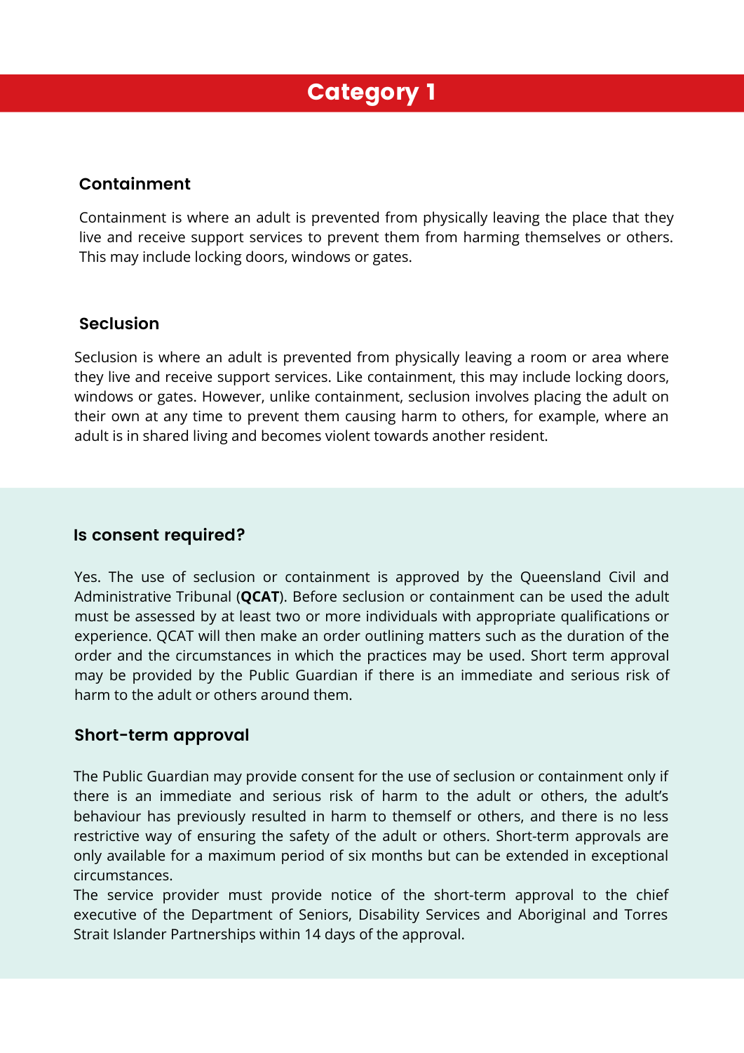# Category 1

## Containment

Containment is where an adult is prevented from physically leaving the place that they live and receive support services to prevent them from harming themselves or others. This may include locking doors, windows or gates.

## Seclusion

Seclusion is where an adult is prevented from physically leaving a room or area where they live and receive support services. Like containment, this may include locking doors, windows or gates. However, unlike containment, seclusion involves placing the adult on their own at any time to prevent them causing harm to others, for example, where an adult is in shared living and becomes violent towards another resident.

## Is consent required?

Yes. The use of seclusion or containment is approved by the Queensland Civil and Administrative Tribunal (**QCAT**). Before seclusion or containment can be used the adult must be assessed by at least two or more individuals with appropriate qualifications or experience. QCAT will then make an order outlining matters such as the duration of the order and the circumstances in which the practices may be used. Short term approval may be provided by the Public Guardian if there is an immediate and serious risk of harm to the adult or others around them.

## Short-term approval

The Public Guardian may provide consent for the use of seclusion or containment only if there is an immediate and serious risk of harm to the adult or others, the adult's behaviour has previously resulted in harm to themself or others, and there is no less restrictive way of ensuring the safety of the adult or others. Short-term approvals are only available for a maximum period of six months but can be extended in exceptional circumstances.

The service provider must provide notice of the short-term approval to the chief executive of the Department of Seniors, Disability Services and Aboriginal and Torres Strait Islander Partnerships within 14 days of the approval.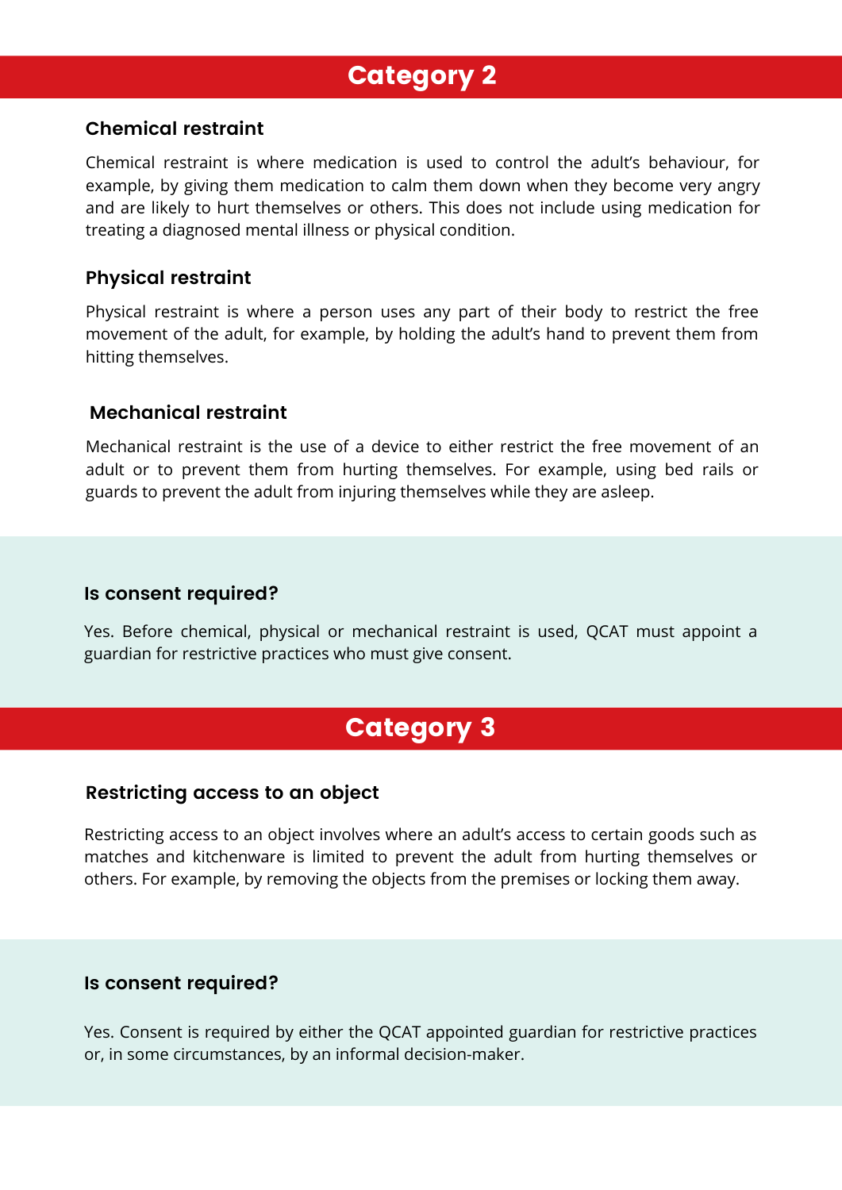## Category 2

### Chemical restraint

Chemical restraint is where medication is used to control the adult's behaviour, for example, by giving them medication to calm them down when they become very angry and are likely to hurt themselves or others. This does not include using medication for treating a diagnosed mental illness or physical condition.

### Physical restraint

Physical restraint is where a person uses any part of their body to restrict the free movement of the adult, for example, by holding the adult's hand to prevent them from hitting themselves.

### Mechanical restraint

Mechanical restraint is the use of a device to either restrict the free movement of an adult or to prevent them from hurting themselves. For example, using bed rails or guards to prevent the adult from injuring themselves while they are asleep.

### Is consent required?

Yes. Before chemical, physical or mechanical restraint is used, QCAT must appoint a guardian for restrictive practices who must give consent.

## Category 3

### Restricting access to an object

Restricting access to an object involves where an adult's access to certain goods such as matches and kitchenware is limited to prevent the adult from hurting themselves or others. For example, by removing the objects from the premises or locking them away.

### Is consent required?

Yes. Consent is required by either the QCAT appointed guardian for restrictive practices or, in some circumstances, by an informal decision-maker.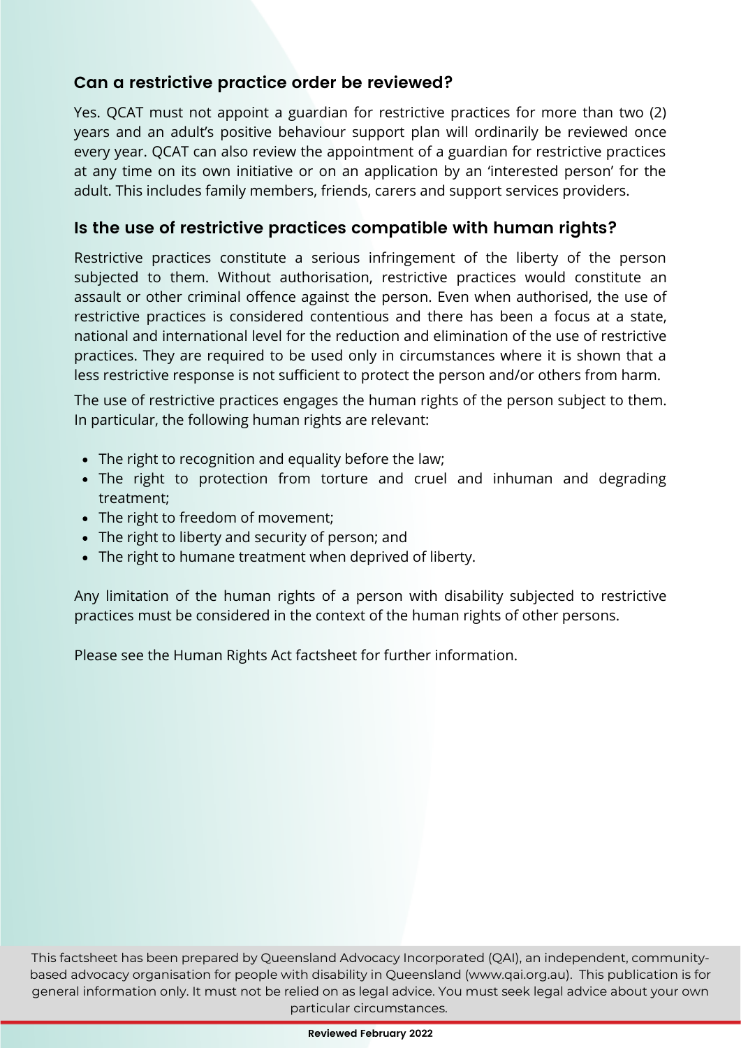## Can a restrictive practice order be reviewed?

Yes. QCAT must not appoint a guardian for restrictive practices for more than two (2) years and an adult's positive behaviour support plan will ordinarily be reviewed once every year. QCAT can also review the appointment of a guardian for restrictive practices at any time on its own initiative or on an application by an 'interested person' for the adult. This includes family members, friends, carers and support services providers.

## Is the use of restrictive practices compatible with human rights?

Restrictive practices constitute a serious infringement of the liberty of the person subjected to them. Without authorisation, restrictive practices would constitute an assault or other criminal offence against the person. Even when authorised, the use of restrictive practices is considered contentious and there has been a focus at a state, national and international level for the reduction and elimination of the use of restrictive practices. They are required to be used only in circumstances where it is shown that a less restrictive response is not sufficient to protect the person and/or others from harm.

The use of restrictive practices engages the human rights of the person subject to them. In particular, the following human rights are relevant:

- The right to recognition and equality before the law;
- The right to protection from torture and cruel and inhuman and degrading treatment;
- The right to freedom of movement;
- The right to liberty and security of person; and
- The right to humane treatment when deprived of liberty.

Any limitation of the human rights of a person with disability subjected to restrictive practices must be considered in the context of the human rights of other persons.

Please see the Human Rights Act factsheet for further information.

This factsheet has been prepared by Queensland Advocacy Incorporated (QAI), an independent, community-based advocacy organisation for people with disability in Queensland (www.qai.org.au). This publication is for general information only. It must not be relied on as legal advice. You must seek legal advice about your own particular circumstances.

**Reviewed February 2022**